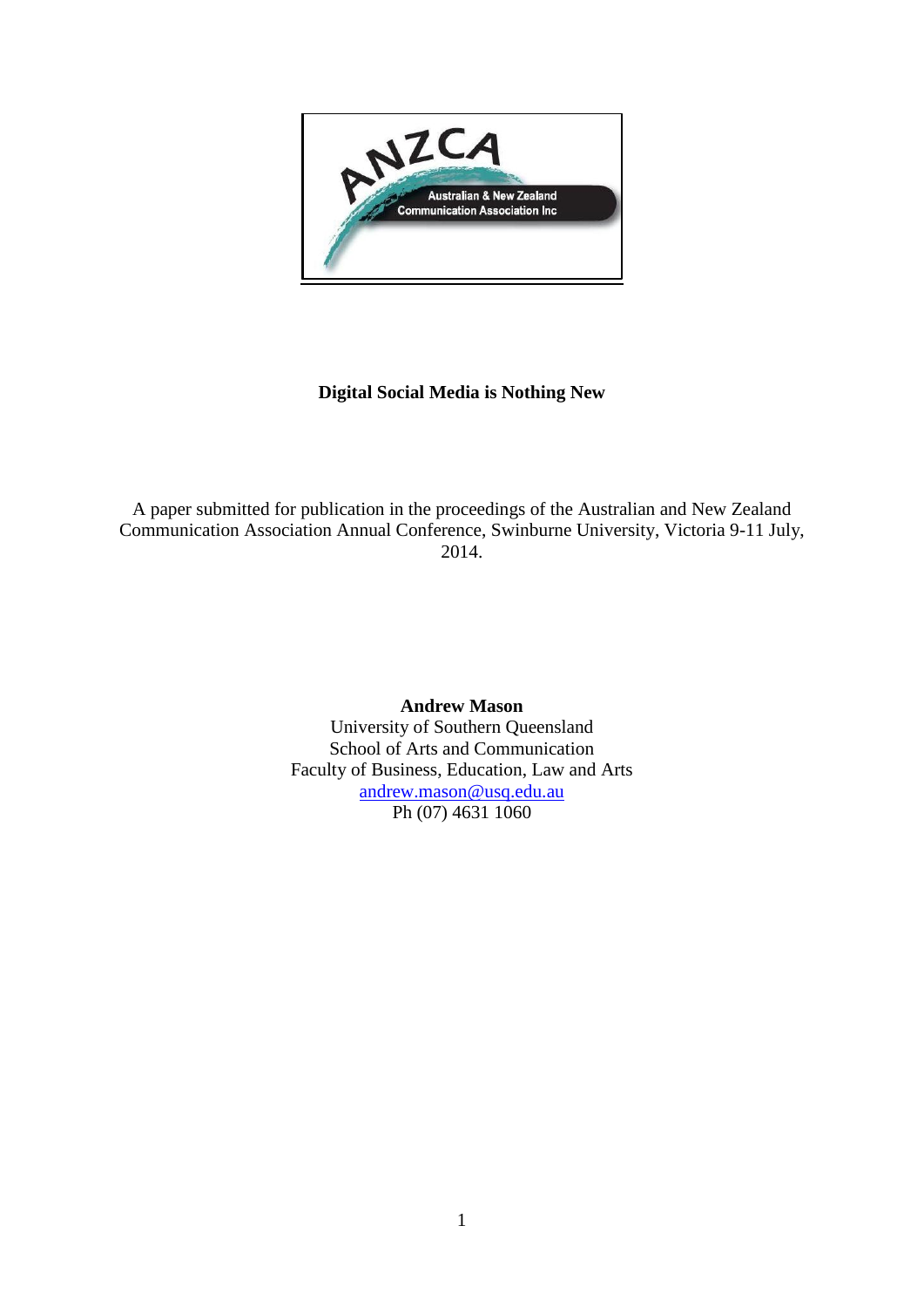# Digital Social Media is Nothing New

A paper submitted for publication in the proceedings of the Australian and New Zealand Communication Association Annual Conference, Swinburne University, Victoria 9-11 July, 2014.

**Andrew Mason**
University of Southern Queensland
School of Arts and Communication
Faculty of Business, Education, Law and Arts
andrew.mason@usq.edu.au
Ph (07) 4631 1060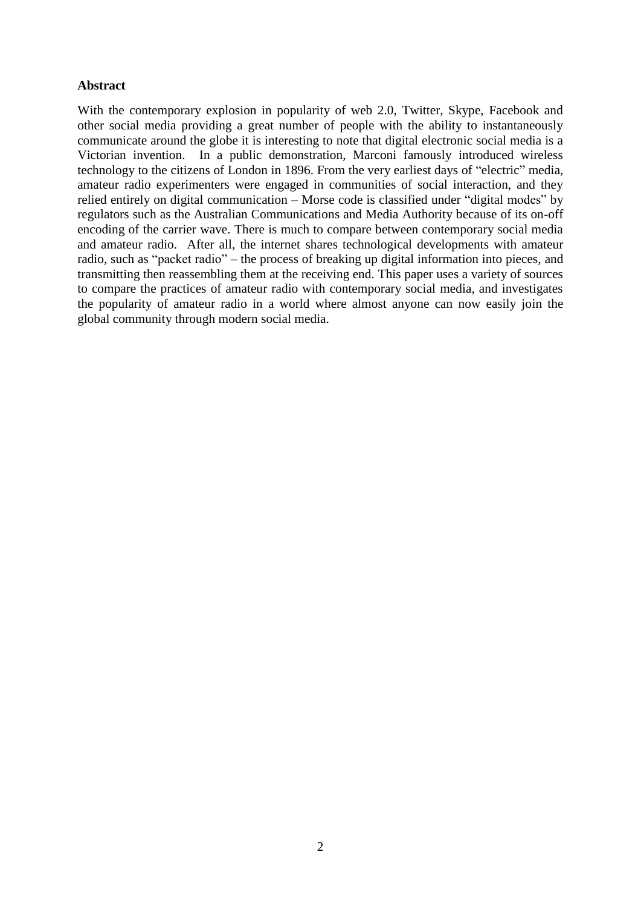**Abstract**

With the contemporary explosion in popularity of web 2.0, Twitter, Skype, Facebook and other social media providing a great number of people with the ability to instantaneously communicate around the globe it is interesting to note that digital electronic social media is a Victorian invention. In a public demonstration, Marconi famously introduced wireless technology to the citizens of London in 1896. From the very earliest days of "electric" media, amateur radio experimenters were engaged in communities of social interaction, and they relied entirely on digital communication – Morse code is classified under "digital modes" by regulators such as the Australian Communications and Media Authority because of its on-off encoding of the carrier wave. There is much to compare between contemporary social media and amateur radio. After all, the internet shares technological developments with amateur radio, such as "packet radio" – the process of breaking up digital information into pieces, and transmitting then reassembling them at the receiving end. This paper uses a variety of sources to compare the practices of amateur radio with contemporary social media, and investigates the popularity of amateur radio in a world where almost anyone can now easily join the global community through modern social media.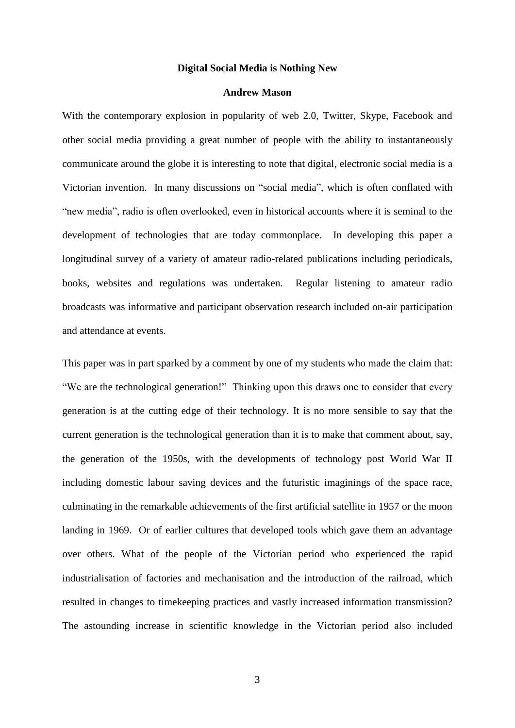**Digital Social Media is Nothing New**

**Andrew Mason**

With the contemporary explosion in popularity of web 2.0, Twitter, Skype, Facebook and other social media providing a great number of people with the ability to instantaneously communicate around the globe it is interesting to note that digital, electronic social media is a Victorian invention. In many discussions on "social media", which is often conflated with "new media", radio is often overlooked, even in historical accounts where it is seminal to the development of technologies that are today commonplace. In developing this paper a longitudinal survey of a variety of amateur radio-related publications including periodicals, books, websites and regulations was undertaken. Regular listening to amateur radio broadcasts was informative and participant observation research included on-air participation and attendance at events.

This paper was in part sparked by a comment by one of my students who made the claim that: "We are the technological generation!" Thinking upon this draws one to consider that every generation is at the cutting edge of their technology. It is no more sensible to say that the current generation is the technological generation than it is to make that comment about, say, the generation of the 1950s, with the developments of technology post World War II including domestic labour saving devices and the futuristic imaginings of the space race, culminating in the remarkable achievements of the first artificial satellite in 1957 or the moon landing in 1969. Or of earlier cultures that developed tools which gave them an advantage over others. What of the people of the Victorian period who experienced the rapid industrialisation of factories and mechanisation and the introduction of the railroad, which resulted in changes to timekeeping practices and vastly increased information transmission? The astounding increase in scientific knowledge in the Victorian period also included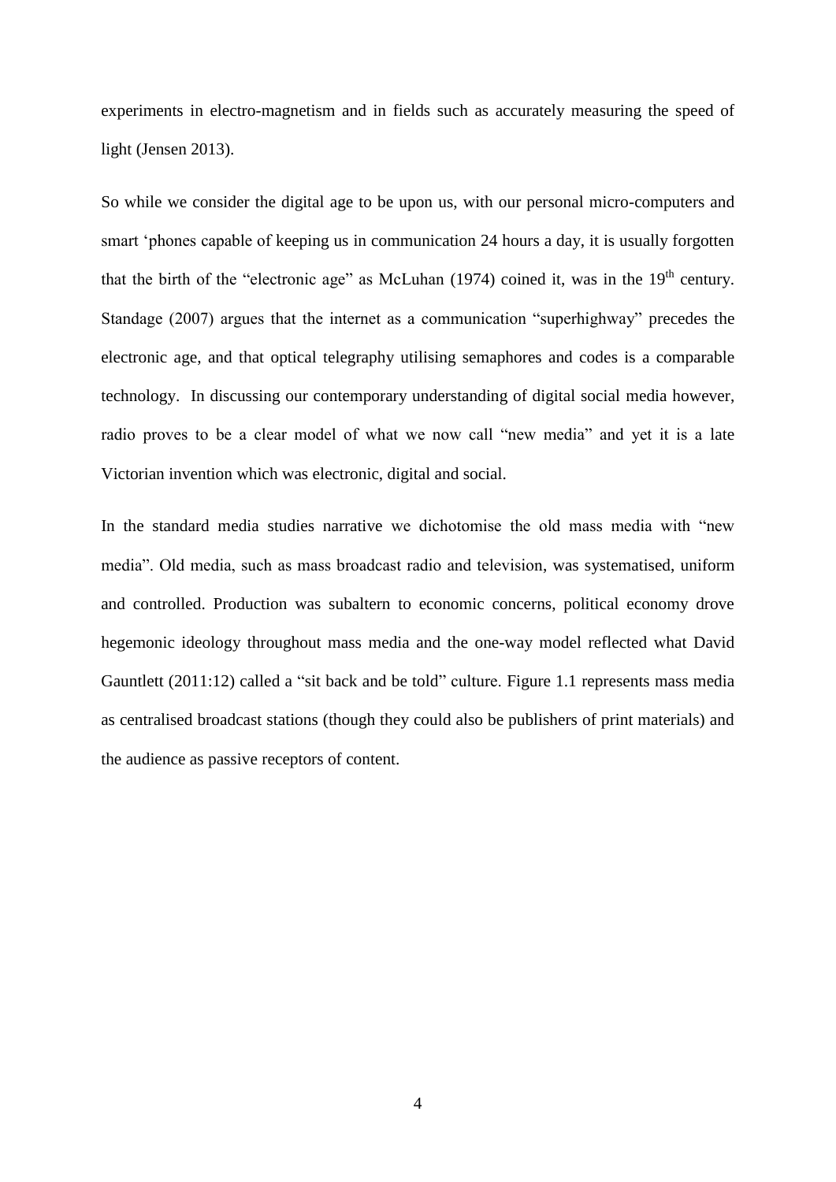experiments in electro-magnetism and in fields such as accurately measuring the speed of light (Jensen 2013).

So while we consider the digital age to be upon us, with our personal micro-computers and smart 'phones capable of keeping us in communication 24 hours a day, it is usually forgotten that the birth of the "electronic age" as McLuhan (1974) coined it, was in the 19th century. Standage (2007) argues that the internet as a communication "superhighway" precedes the electronic age, and that optical telegraphy utilising semaphores and codes is a comparable technology. In discussing our contemporary understanding of digital social media however, radio proves to be a clear model of what we now call "new media" and yet it is a late Victorian invention which was electronic, digital and social.

In the standard media studies narrative we dichotomise the old mass media with "new media". Old media, such as mass broadcast radio and television, was systematised, uniform and controlled. Production was subaltern to economic concerns, political economy drove hegemonic ideology throughout mass media and the one-way model reflected what David Gauntlett (2011:12) called a "sit back and be told" culture. Figure 1.1 represents mass media as centralised broadcast stations (though they could also be publishers of print materials) and the audience as passive receptors of content.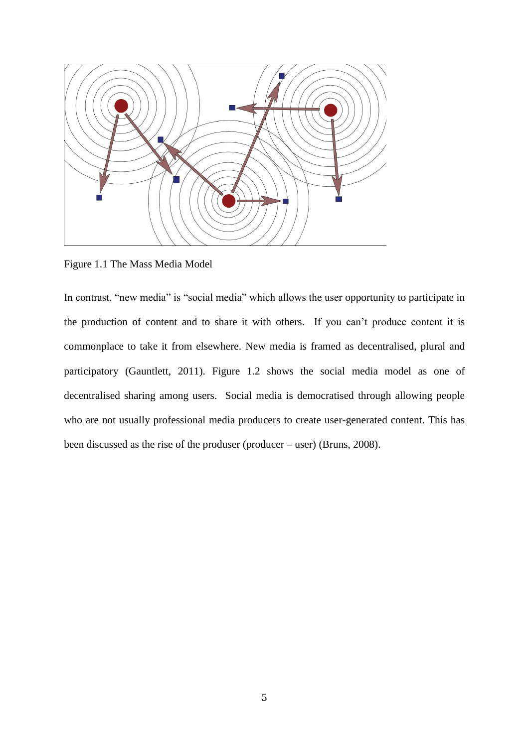Figure 1.1 The Mass Media Model

In contrast, "new media" is "social media" which allows the user opportunity to participate in the production of content and to share it with others. If you can't produce content it is commonplace to take it from elsewhere. New media is framed as decentralised, plural and participatory (Gauntlett, 2011). Figure 1.2 shows the social media model as one of decentralised sharing among users. Social media is democratised through allowing people who are not usually professional media producers to create user-generated content. This has been discussed as the rise of the produser (producer – user) (Bruns, 2008).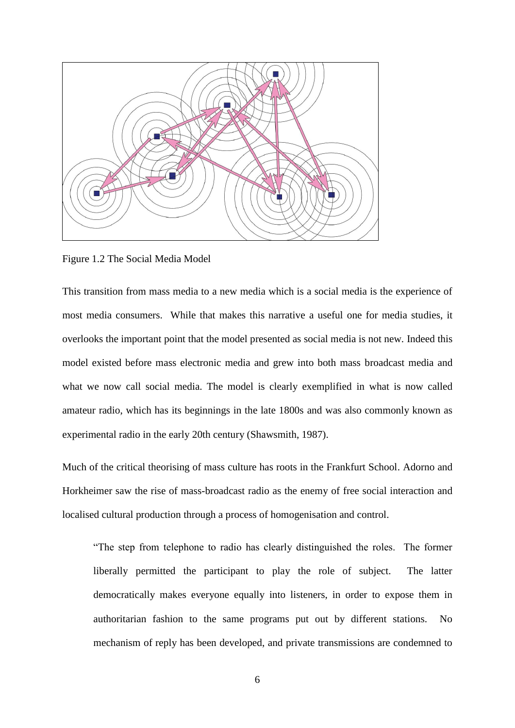Figure 1.2 The Social Media Model

This transition from mass media to a new media which is a social media is the experience of most media consumers. While that makes this narrative a useful one for media studies, it overlooks the important point that the model presented as social media is not new. Indeed this model existed before mass electronic media and grew into both mass broadcast media and what we now call social media. The model is clearly exemplified in what is now called amateur radio, which has its beginnings in the late 1800s and was also commonly known as experimental radio in the early 20th century (Shawsmith, 1987).

Much of the critical theorising of mass culture has roots in the Frankfurt School. Adorno and Horkheimer saw the rise of mass-broadcast radio as the enemy of free social interaction and localised cultural production through a process of homogenisation and control.

> "The step from telephone to radio has clearly distinguished the roles. The former liberally permitted the participant to play the role of subject. The latter democratically makes everyone equally into listeners, in order to expose them in authoritarian fashion to the same programs put out by different stations. No mechanism of reply has been developed, and private transmissions are condemned to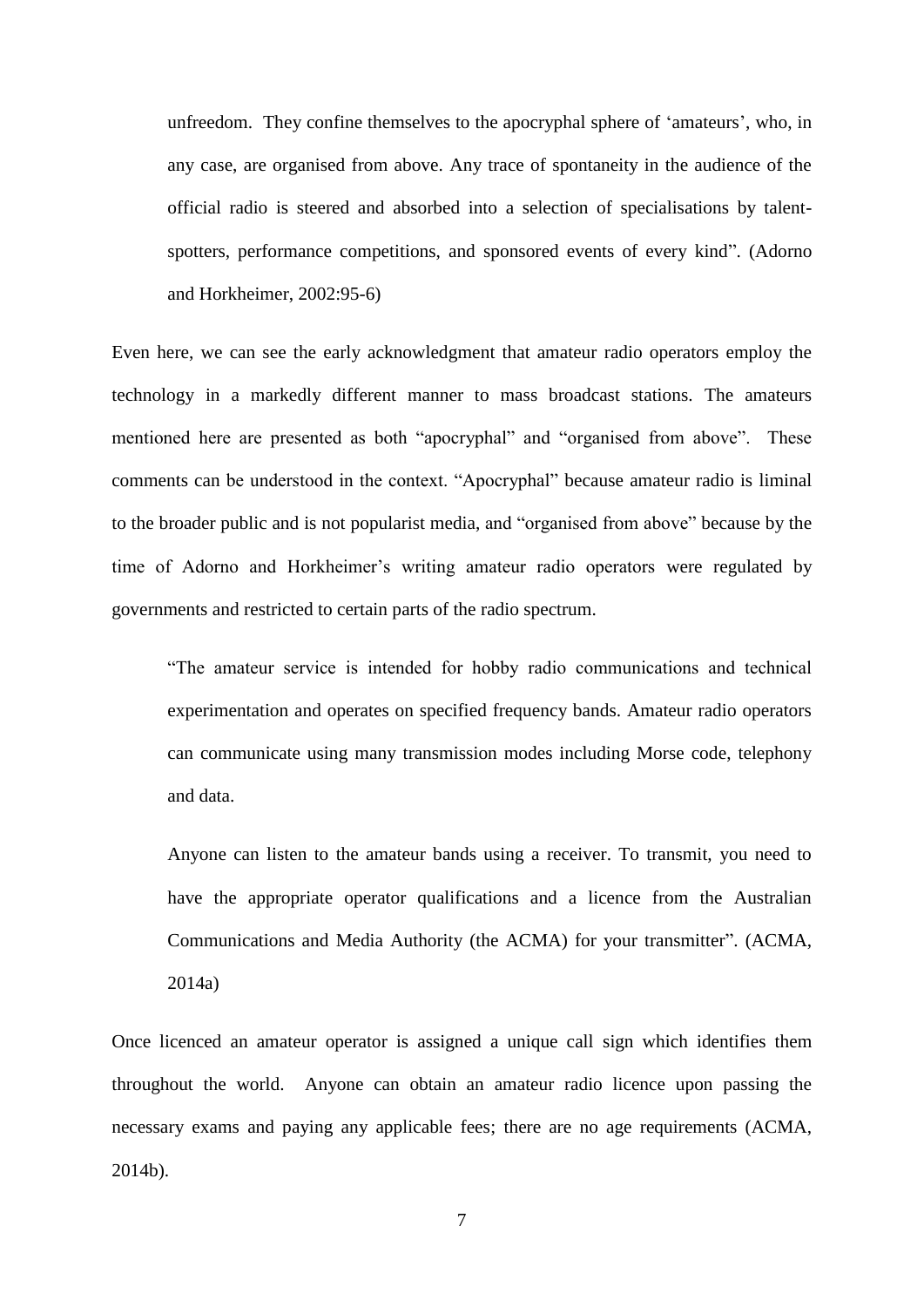> unfreedom. They confine themselves to the apocryphal sphere of 'amateurs', who, in any case, are organised from above. Any trace of spontaneity in the audience of the official radio is steered and absorbed into a selection of specialisations by talent-spotters, performance competitions, and sponsored events of every kind". (Adorno and Horkheimer, 2002:95-6)

Even here, we can see the early acknowledgment that amateur radio operators employ the technology in a markedly different manner to mass broadcast stations. The amateurs mentioned here are presented as both "apocryphal" and "organised from above". These comments can be understood in the context. "Apocryphal" because amateur radio is liminal to the broader public and is not popularist media, and "organised from above" because by the time of Adorno and Horkheimer's writing amateur radio operators were regulated by governments and restricted to certain parts of the radio spectrum.

> "The amateur service is intended for hobby radio communications and technical experimentation and operates on specified frequency bands. Amateur radio operators can communicate using many transmission modes including Morse code, telephony and data.
>
> Anyone can listen to the amateur bands using a receiver. To transmit, you need to have the appropriate operator qualifications and a licence from the Australian Communications and Media Authority (the ACMA) for your transmitter". (ACMA, 2014a)

Once licenced an amateur operator is assigned a unique call sign which identifies them throughout the world. Anyone can obtain an amateur radio licence upon passing the necessary exams and paying any applicable fees; there are no age requirements (ACMA, 2014b).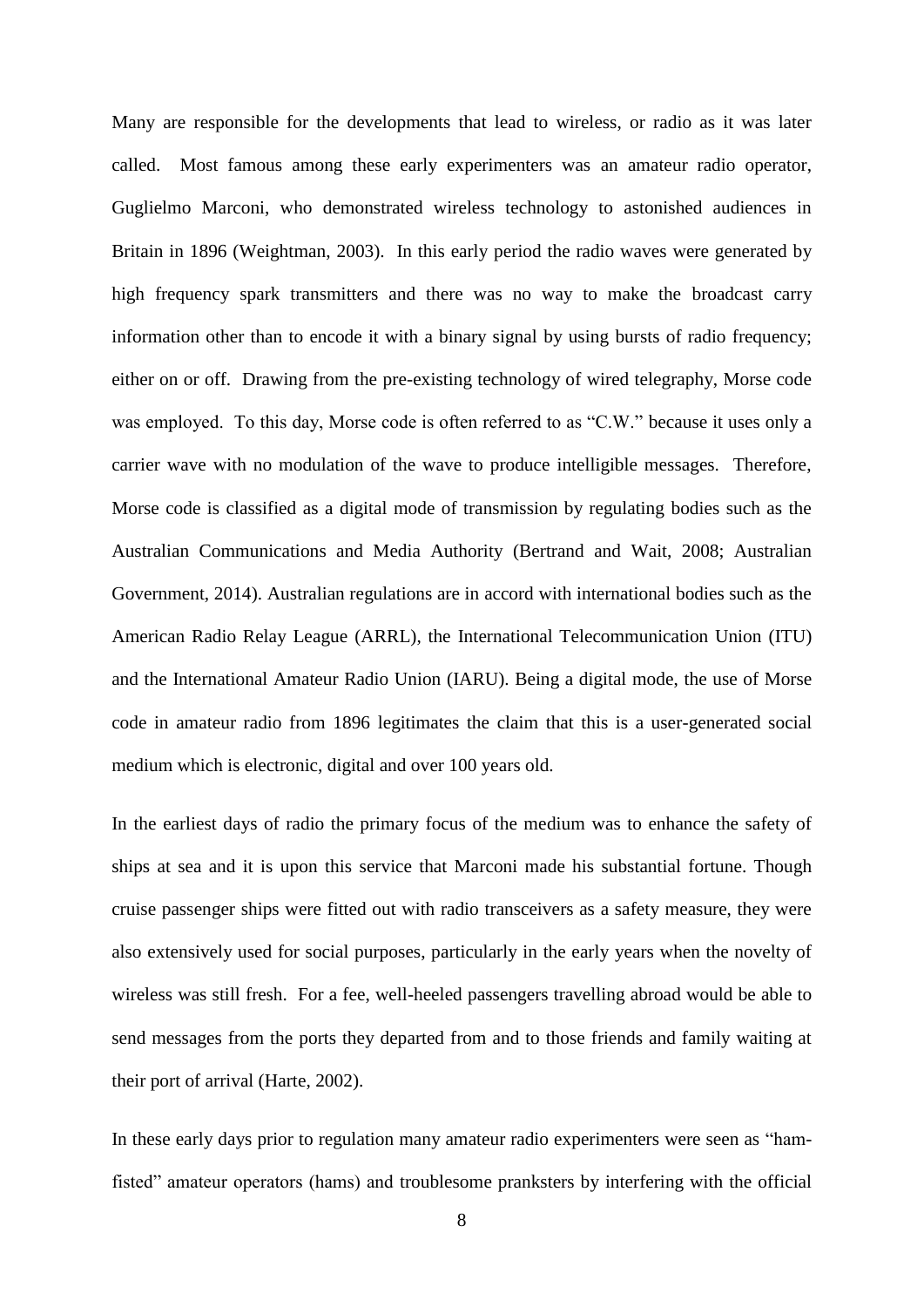Many are responsible for the developments that lead to wireless, or radio as it was later called. Most famous among these early experimenters was an amateur radio operator, Guglielmo Marconi, who demonstrated wireless technology to astonished audiences in Britain in 1896 (Weightman, 2003). In this early period the radio waves were generated by high frequency spark transmitters and there was no way to make the broadcast carry information other than to encode it with a binary signal by using bursts of radio frequency; either on or off. Drawing from the pre-existing technology of wired telegraphy, Morse code was employed. To this day, Morse code is often referred to as "C.W." because it uses only a carrier wave with no modulation of the wave to produce intelligible messages. Therefore, Morse code is classified as a digital mode of transmission by regulating bodies such as the Australian Communications and Media Authority (Bertrand and Wait, 2008; Australian Government, 2014). Australian regulations are in accord with international bodies such as the American Radio Relay League (ARRL), the International Telecommunication Union (ITU) and the International Amateur Radio Union (IARU). Being a digital mode, the use of Morse code in amateur radio from 1896 legitimates the claim that this is a user-generated social medium which is electronic, digital and over 100 years old.

In the earliest days of radio the primary focus of the medium was to enhance the safety of ships at sea and it is upon this service that Marconi made his substantial fortune. Though cruise passenger ships were fitted out with radio transceivers as a safety measure, they were also extensively used for social purposes, particularly in the early years when the novelty of wireless was still fresh. For a fee, well-heeled passengers travelling abroad would be able to send messages from the ports they departed from and to those friends and family waiting at their port of arrival (Harte, 2002).

In these early days prior to regulation many amateur radio experimenters were seen as "ham-fisted" amateur operators (hams) and troublesome pranksters by interfering with the official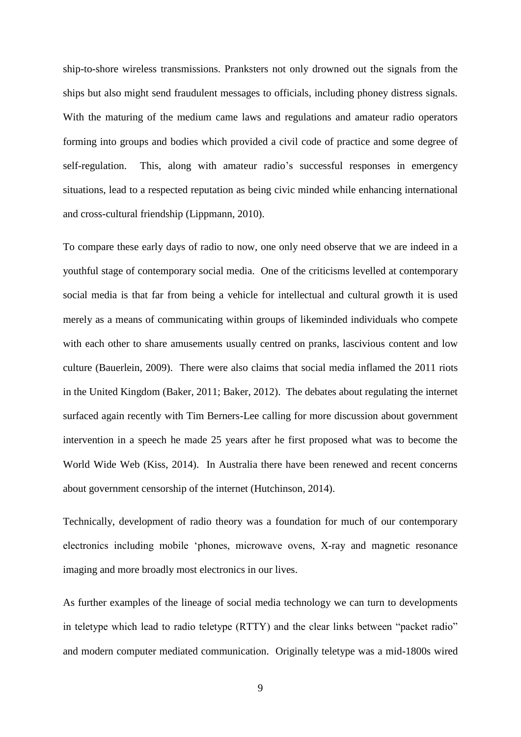ship-to-shore wireless transmissions. Pranksters not only drowned out the signals from the ships but also might send fraudulent messages to officials, including phoney distress signals. With the maturing of the medium came laws and regulations and amateur radio operators forming into groups and bodies which provided a civil code of practice and some degree of self-regulation. This, along with amateur radio's successful responses in emergency situations, lead to a respected reputation as being civic minded while enhancing international and cross-cultural friendship (Lippmann, 2010).

To compare these early days of radio to now, one only need observe that we are indeed in a youthful stage of contemporary social media. One of the criticisms levelled at contemporary social media is that far from being a vehicle for intellectual and cultural growth it is used merely as a means of communicating within groups of likeminded individuals who compete with each other to share amusements usually centred on pranks, lascivious content and low culture (Bauerlein, 2009). There were also claims that social media inflamed the 2011 riots in the United Kingdom (Baker, 2011; Baker, 2012). The debates about regulating the internet surfaced again recently with Tim Berners-Lee calling for more discussion about government intervention in a speech he made 25 years after he first proposed what was to become the World Wide Web (Kiss, 2014). In Australia there have been renewed and recent concerns about government censorship of the internet (Hutchinson, 2014).

Technically, development of radio theory was a foundation for much of our contemporary electronics including mobile 'phones, microwave ovens, X-ray and magnetic resonance imaging and more broadly most electronics in our lives.

As further examples of the lineage of social media technology we can turn to developments in teletype which lead to radio teletype (RTTY) and the clear links between "packet radio" and modern computer mediated communication. Originally teletype was a mid-1800s wired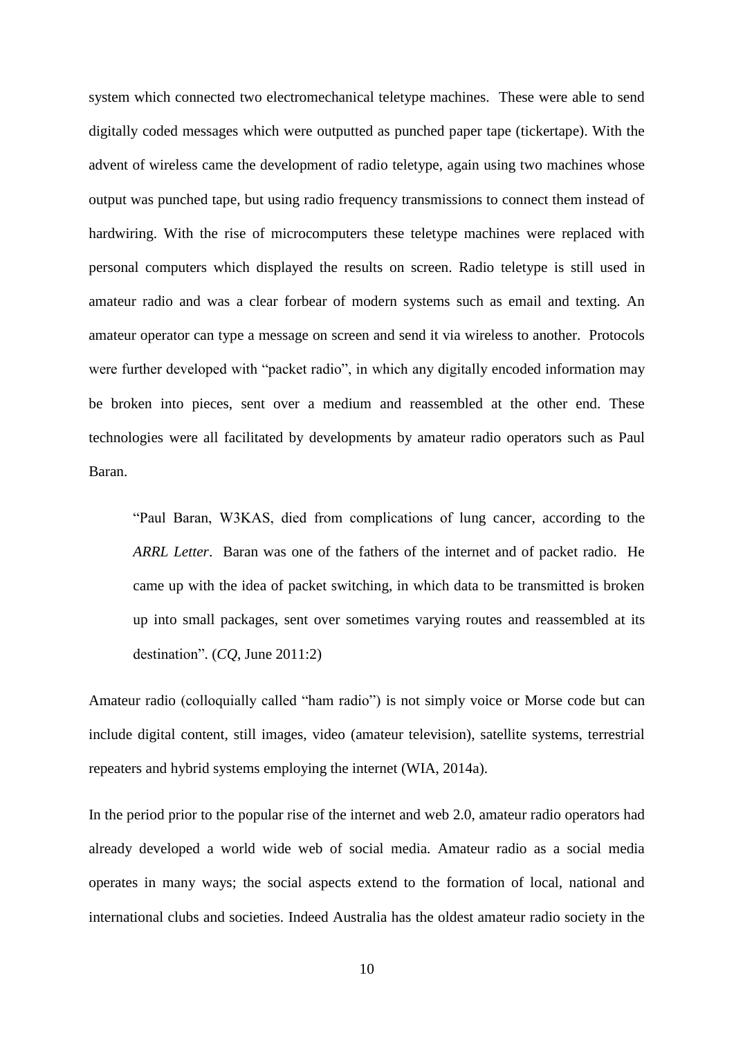system which connected two electromechanical teletype machines. These were able to send digitally coded messages which were outputted as punched paper tape (tickertape). With the advent of wireless came the development of radio teletype, again using two machines whose output was punched tape, but using radio frequency transmissions to connect them instead of hardwiring. With the rise of microcomputers these teletype machines were replaced with personal computers which displayed the results on screen. Radio teletype is still used in amateur radio and was a clear forbear of modern systems such as email and texting. An amateur operator can type a message on screen and send it via wireless to another. Protocols were further developed with "packet radio", in which any digitally encoded information may be broken into pieces, sent over a medium and reassembled at the other end. These technologies were all facilitated by developments by amateur radio operators such as Paul Baran.

> "Paul Baran, W3KAS, died from complications of lung cancer, according to the *ARRL Letter*. Baran was one of the fathers of the internet and of packet radio. He came up with the idea of packet switching, in which data to be transmitted is broken up into small packages, sent over sometimes varying routes and reassembled at its destination". (*CQ*, June 2011:2)

Amateur radio (colloquially called "ham radio") is not simply voice or Morse code but can include digital content, still images, video (amateur television), satellite systems, terrestrial repeaters and hybrid systems employing the internet (WIA, 2014a).

In the period prior to the popular rise of the internet and web 2.0, amateur radio operators had already developed a world wide web of social media. Amateur radio as a social media operates in many ways; the social aspects extend to the formation of local, national and international clubs and societies. Indeed Australia has the oldest amateur radio society in the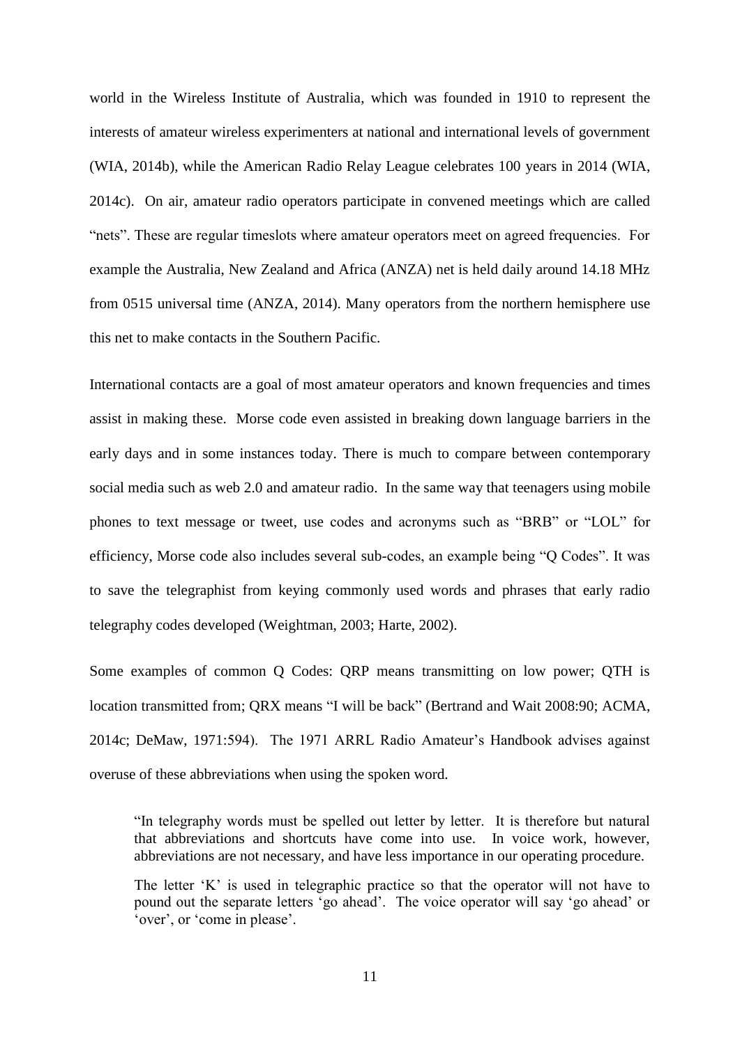world in the Wireless Institute of Australia, which was founded in 1910 to represent the interests of amateur wireless experimenters at national and international levels of government (WIA, 2014b), while the American Radio Relay League celebrates 100 years in 2014 (WIA, 2014c). On air, amateur radio operators participate in convened meetings which are called "nets". These are regular timeslots where amateur operators meet on agreed frequencies. For example the Australia, New Zealand and Africa (ANZA) net is held daily around 14.18 MHz from 0515 universal time (ANZA, 2014). Many operators from the northern hemisphere use this net to make contacts in the Southern Pacific.

International contacts are a goal of most amateur operators and known frequencies and times assist in making these. Morse code even assisted in breaking down language barriers in the early days and in some instances today. There is much to compare between contemporary social media such as web 2.0 and amateur radio. In the same way that teenagers using mobile phones to text message or tweet, use codes and acronyms such as "BRB" or "LOL" for efficiency, Morse code also includes several sub-codes, an example being "Q Codes". It was to save the telegraphist from keying commonly used words and phrases that early radio telegraphy codes developed (Weightman, 2003; Harte, 2002).

Some examples of common Q Codes: QRP means transmitting on low power; QTH is location transmitted from; QRX means "I will be back" (Bertrand and Wait 2008:90; ACMA, 2014c; DeMaw, 1971:594). The 1971 ARRL Radio Amateur's Handbook advises against overuse of these abbreviations when using the spoken word.

> "In telegraphy words must be spelled out letter by letter. It is therefore but natural that abbreviations and shortcuts have come into use. In voice work, however, abbreviations are not necessary, and have less importance in our operating procedure.
>
> The letter 'K' is used in telegraphic practice so that the operator will not have to pound out the separate letters 'go ahead'. The voice operator will say 'go ahead' or 'over', or 'come in please'.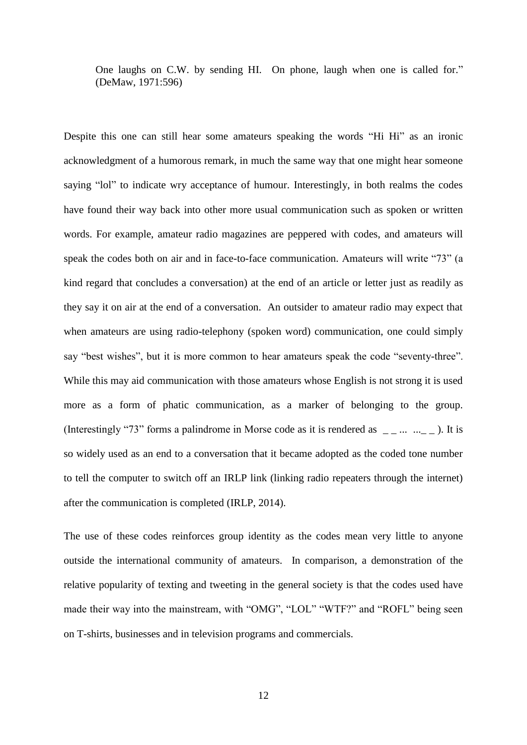> One laughs on C.W. by sending HI. On phone, laugh when one is called for." (DeMaw, 1971:596)

Despite this one can still hear some amateurs speaking the words "Hi Hi" as an ironic acknowledgment of a humorous remark, in much the same way that one might hear someone saying "lol" to indicate wry acceptance of humour. Interestingly, in both realms the codes have found their way back into other more usual communication such as spoken or written words. For example, amateur radio magazines are peppered with codes, and amateurs will speak the codes both on air and in face-to-face communication. Amateurs will write "73" (a kind regard that concludes a conversation) at the end of an article or letter just as readily as they say it on air at the end of a conversation. An outsider to amateur radio may expect that when amateurs are using radio-telephony (spoken word) communication, one could simply say "best wishes", but it is more common to hear amateurs speak the code "seventy-three". While this may aid communication with those amateurs whose English is not strong it is used more as a form of phatic communication, as a marker of belonging to the group. (Interestingly "73" forms a palindrome in Morse code as it is rendered as _ _ ... ..._ _ ). It is so widely used as an end to a conversation that it became adopted as the coded tone number to tell the computer to switch off an IRLP link (linking radio repeaters through the internet) after the communication is completed (IRLP, 2014).

The use of these codes reinforces group identity as the codes mean very little to anyone outside the international community of amateurs. In comparison, a demonstration of the relative popularity of texting and tweeting in the general society is that the codes used have made their way into the mainstream, with "OMG", "LOL" "WTF?" and "ROFL" being seen on T-shirts, businesses and in television programs and commercials.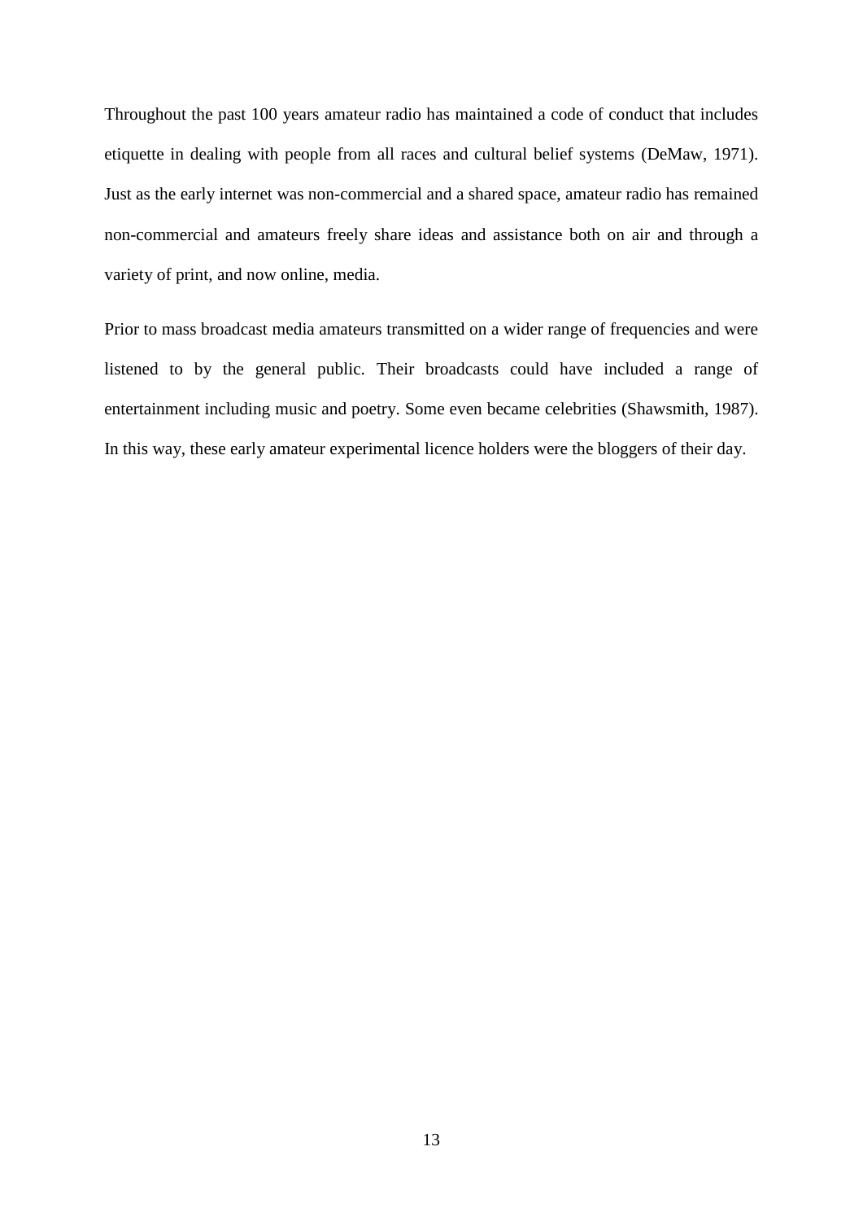Throughout the past 100 years amateur radio has maintained a code of conduct that includes etiquette in dealing with people from all races and cultural belief systems (DeMaw, 1971). Just as the early internet was non-commercial and a shared space, amateur radio has remained non-commercial and amateurs freely share ideas and assistance both on air and through a variety of print, and now online, media.

Prior to mass broadcast media amateurs transmitted on a wider range of frequencies and were listened to by the general public. Their broadcasts could have included a range of entertainment including music and poetry. Some even became celebrities (Shawsmith, 1987). In this way, these early amateur experimental licence holders were the bloggers of their day.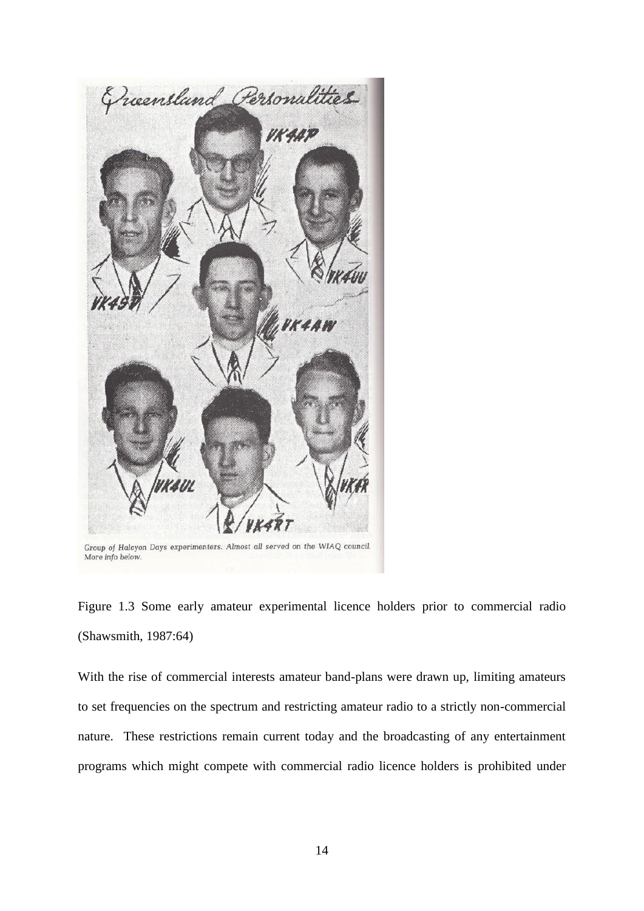Figure 1.3 Some early amateur experimental licence holders prior to commercial radio (Shawsmith, 1987:64)

With the rise of commercial interests amateur band-plans were drawn up, limiting amateurs to set frequencies on the spectrum and restricting amateur radio to a strictly non-commercial nature. These restrictions remain current today and the broadcasting of any entertainment programs which might compete with commercial radio licence holders is prohibited under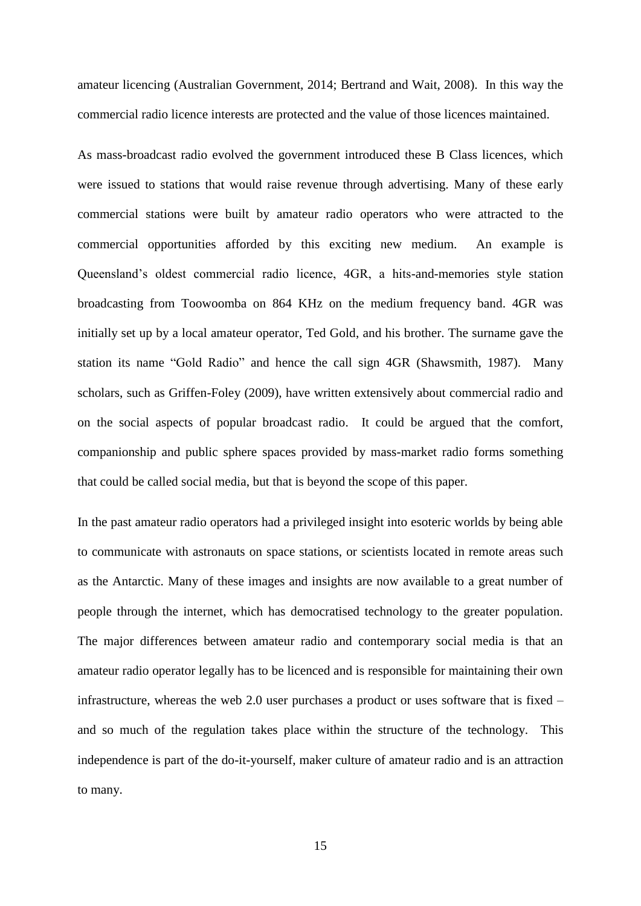amateur licencing (Australian Government, 2014; Bertrand and Wait, 2008). In this way the commercial radio licence interests are protected and the value of those licences maintained.

As mass-broadcast radio evolved the government introduced these B Class licences, which were issued to stations that would raise revenue through advertising. Many of these early commercial stations were built by amateur radio operators who were attracted to the commercial opportunities afforded by this exciting new medium. An example is Queensland's oldest commercial radio licence, 4GR, a hits-and-memories style station broadcasting from Toowoomba on 864 KHz on the medium frequency band. 4GR was initially set up by a local amateur operator, Ted Gold, and his brother. The surname gave the station its name "Gold Radio" and hence the call sign 4GR (Shawsmith, 1987). Many scholars, such as Griffen-Foley (2009), have written extensively about commercial radio and on the social aspects of popular broadcast radio. It could be argued that the comfort, companionship and public sphere spaces provided by mass-market radio forms something that could be called social media, but that is beyond the scope of this paper.

In the past amateur radio operators had a privileged insight into esoteric worlds by being able to communicate with astronauts on space stations, or scientists located in remote areas such as the Antarctic. Many of these images and insights are now available to a great number of people through the internet, which has democratised technology to the greater population. The major differences between amateur radio and contemporary social media is that an amateur radio operator legally has to be licenced and is responsible for maintaining their own infrastructure, whereas the web 2.0 user purchases a product or uses software that is fixed – and so much of the regulation takes place within the structure of the technology. This independence is part of the do-it-yourself, maker culture of amateur radio and is an attraction to many.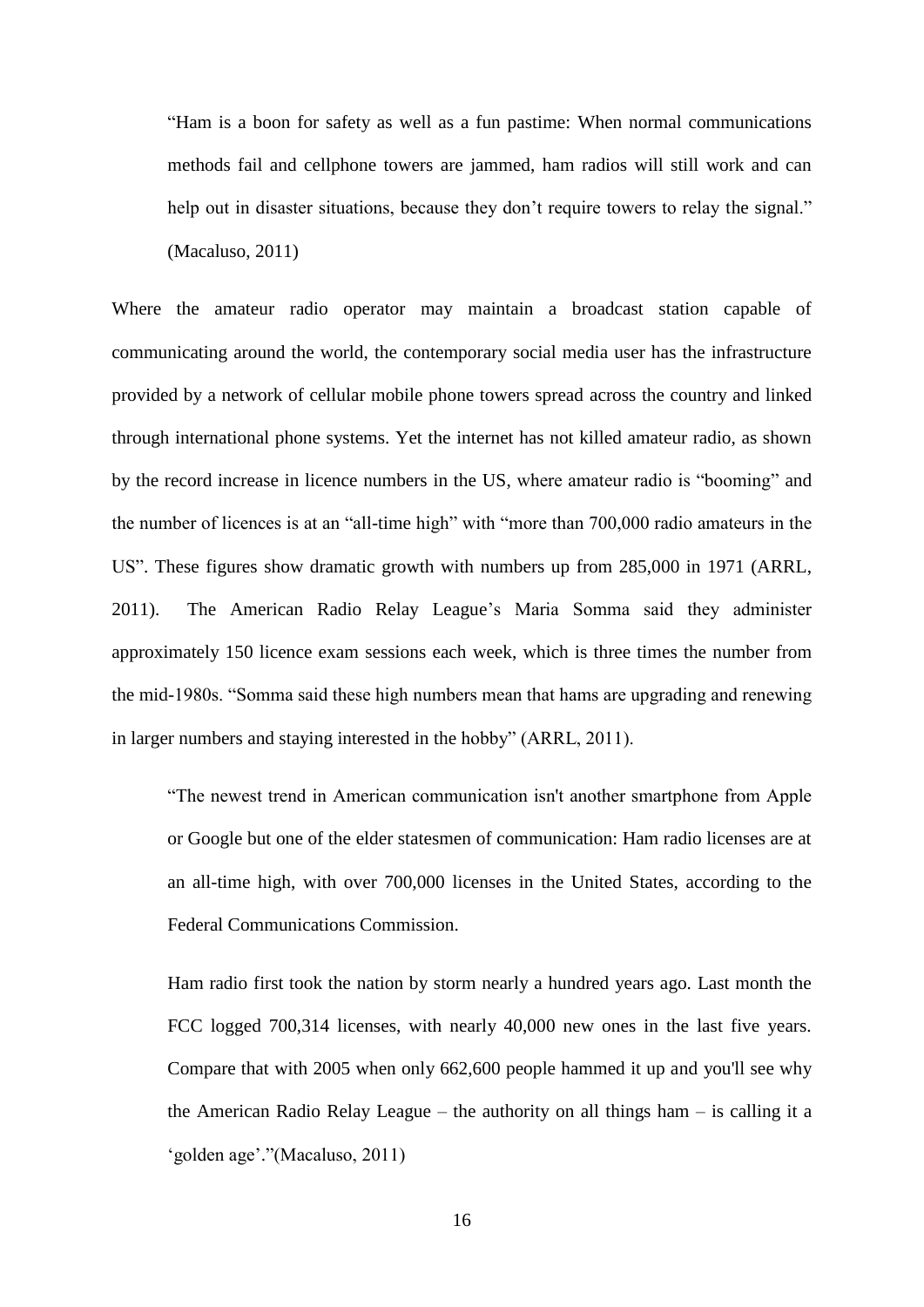> "Ham is a boon for safety as well as a fun pastime: When normal communications methods fail and cellphone towers are jammed, ham radios will still work and can help out in disaster situations, because they don't require towers to relay the signal." (Macaluso, 2011)

Where the amateur radio operator may maintain a broadcast station capable of communicating around the world, the contemporary social media user has the infrastructure provided by a network of cellular mobile phone towers spread across the country and linked through international phone systems. Yet the internet has not killed amateur radio, as shown by the record increase in licence numbers in the US, where amateur radio is "booming" and the number of licences is at an "all-time high" with "more than 700,000 radio amateurs in the US". These figures show dramatic growth with numbers up from 285,000 in 1971 (ARRL, 2011). The American Radio Relay League's Maria Somma said they administer approximately 150 licence exam sessions each week, which is three times the number from the mid-1980s. "Somma said these high numbers mean that hams are upgrading and renewing in larger numbers and staying interested in the hobby" (ARRL, 2011).

> "The newest trend in American communication isn't another smartphone from Apple or Google but one of the elder statesmen of communication: Ham radio licenses are at an all-time high, with over 700,000 licenses in the United States, according to the Federal Communications Commission.
>
> Ham radio first took the nation by storm nearly a hundred years ago. Last month the FCC logged 700,314 licenses, with nearly 40,000 new ones in the last five years. Compare that with 2005 when only 662,600 people hammed it up and you'll see why the American Radio Relay League – the authority on all things ham – is calling it a 'golden age'."(Macaluso, 2011)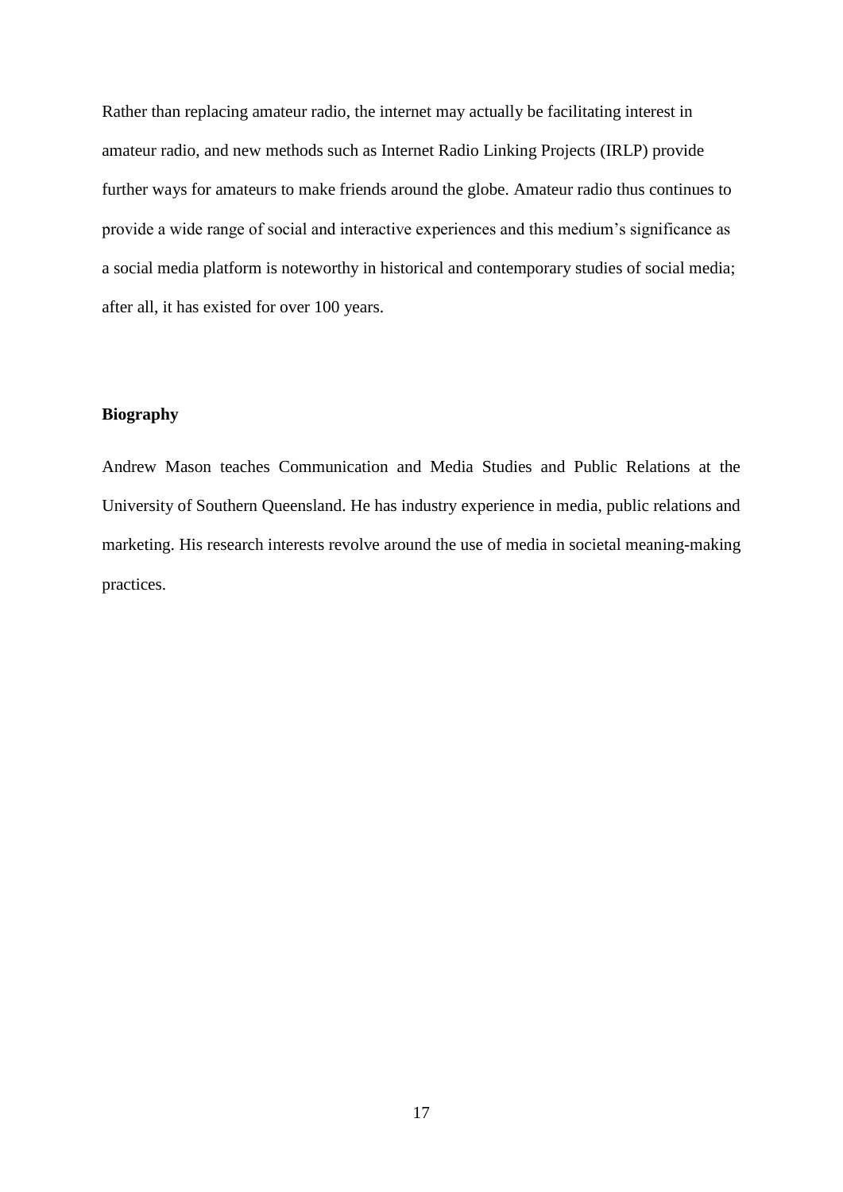Rather than replacing amateur radio, the internet may actually be facilitating interest in amateur radio, and new methods such as Internet Radio Linking Projects (IRLP) provide further ways for amateurs to make friends around the globe. Amateur radio thus continues to provide a wide range of social and interactive experiences and this medium's significance as a social media platform is noteworthy in historical and contemporary studies of social media; after all, it has existed for over 100 years.

**Biography**

Andrew Mason teaches Communication and Media Studies and Public Relations at the University of Southern Queensland. He has industry experience in media, public relations and marketing. His research interests revolve around the use of media in societal meaning-making practices.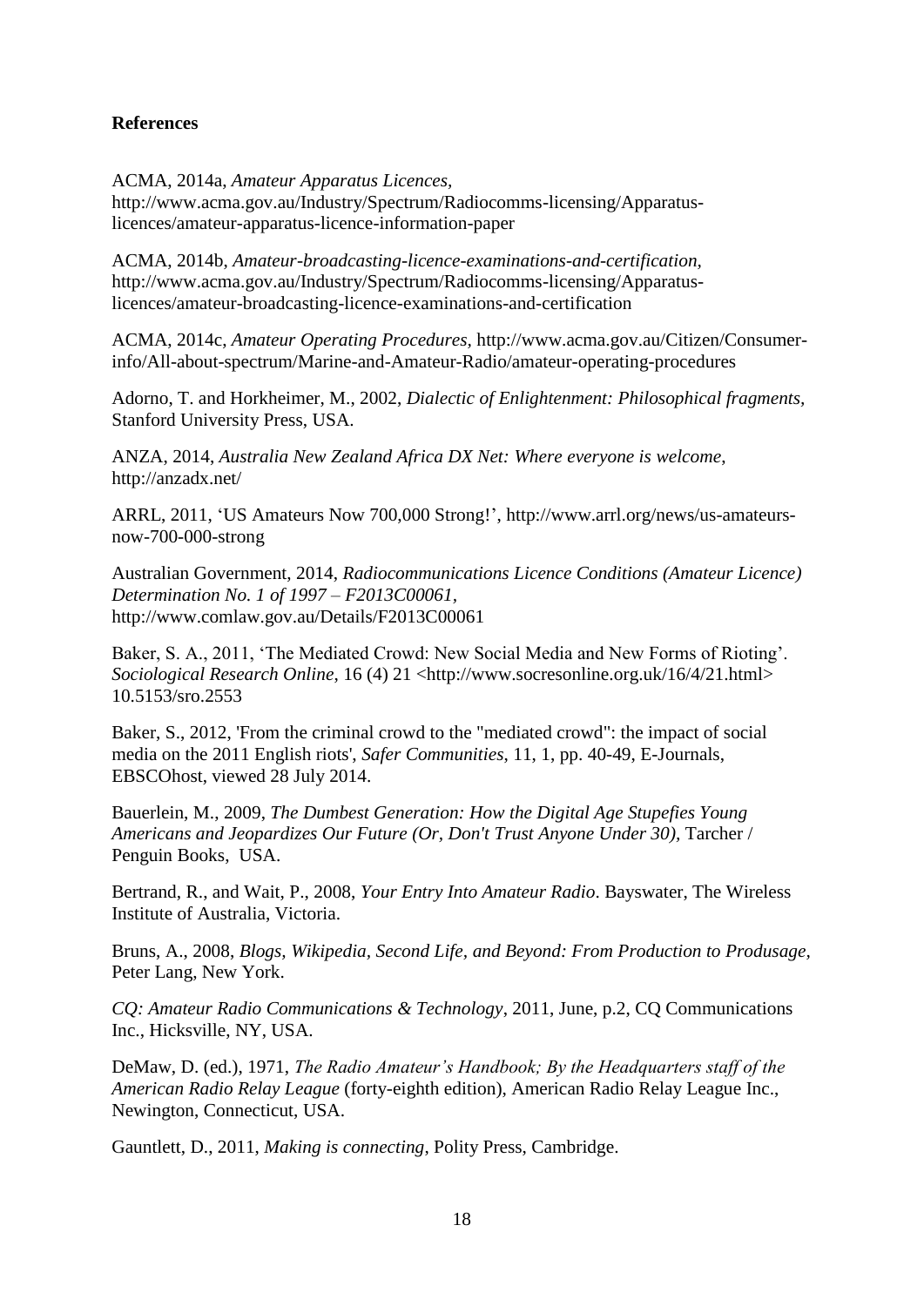**References**

ACMA, 2014a, *Amateur Apparatus Licences*, http://www.acma.gov.au/Industry/Spectrum/Radiocomms-licensing/Apparatus-licences/amateur-apparatus-licence-information-paper

ACMA, 2014b, *Amateur-broadcasting-licence-examinations-and-certification*, http://www.acma.gov.au/Industry/Spectrum/Radiocomms-licensing/Apparatus-licences/amateur-broadcasting-licence-examinations-and-certification

ACMA, 2014c, *Amateur Operating Procedures*, http://www.acma.gov.au/Citizen/Consumer-info/All-about-spectrum/Marine-and-Amateur-Radio/amateur-operating-procedures

Adorno, T. and Horkheimer, M., 2002, *Dialectic of Enlightenment: Philosophical fragments*, Stanford University Press, USA.

ANZA, 2014, *Australia New Zealand Africa DX Net: Where everyone is welcome*, http://anzadx.net/

ARRL, 2011, 'US Amateurs Now 700,000 Strong!', http://www.arrl.org/news/us-amateurs-now-700-000-strong

Australian Government, 2014, *Radiocommunications Licence Conditions (Amateur Licence) Determination No. 1 of 1997 – F2013C00061*, http://www.comlaw.gov.au/Details/F2013C00061

Baker, S. A., 2011, 'The Mediated Crowd: New Social Media and New Forms of Rioting'. *Sociological Research Online*, 16 (4) 21 <http://www.socresonline.org.uk/16/4/21.html> 10.5153/sro.2553

Baker, S., 2012, 'From the criminal crowd to the "mediated crowd": the impact of social media on the 2011 English riots', *Safer Communities*, 11, 1, pp. 40-49, E-Journals, EBSCOhost, viewed 28 July 2014.

Bauerlein, M., 2009, *The Dumbest Generation: How the Digital Age Stupefies Young Americans and Jeopardizes Our Future (Or, Don't Trust Anyone Under 30)*, Tarcher / Penguin Books, USA.

Bertrand, R., and Wait, P., 2008, *Your Entry Into Amateur Radio*. Bayswater, The Wireless Institute of Australia, Victoria.

Bruns, A., 2008, *Blogs, Wikipedia, Second Life, and Beyond: From Production to Produsage*, Peter Lang, New York.

*CQ: Amateur Radio Communications & Technology*, 2011, June, p.2, CQ Communications Inc., Hicksville, NY, USA.

DeMaw, D. (ed.), 1971, *The Radio Amateur's Handbook; By the Headquarters staff of the American Radio Relay League* (forty-eighth edition), American Radio Relay League Inc., Newington, Connecticut, USA.

Gauntlett, D., 2011, *Making is connecting*, Polity Press, Cambridge.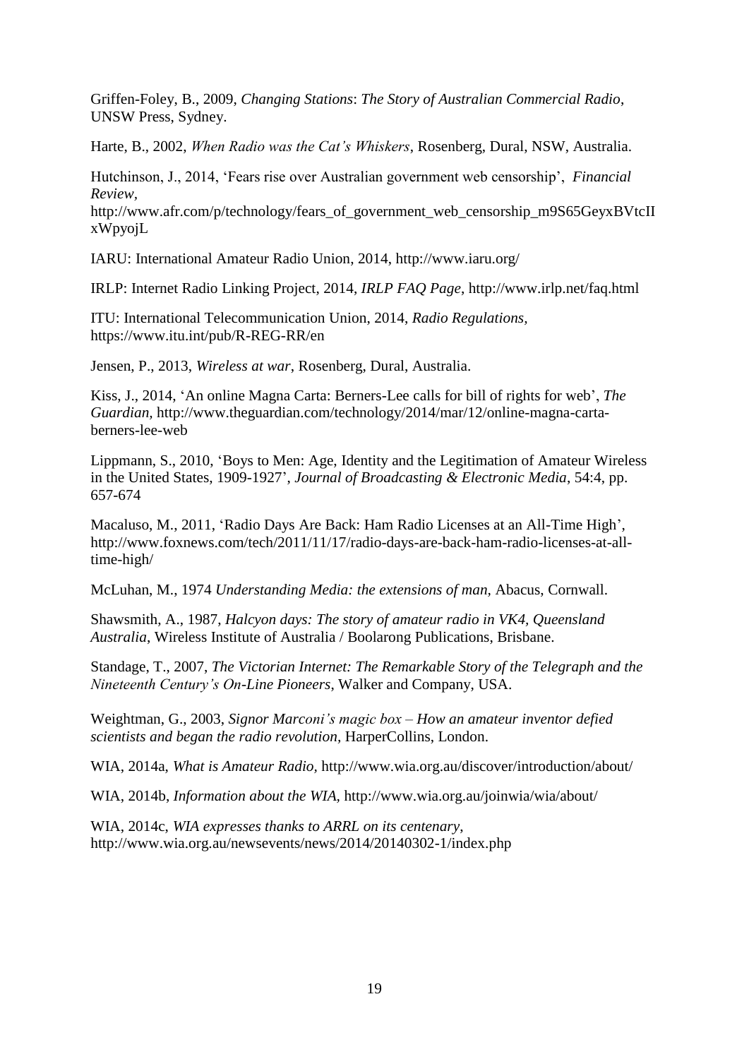Griffen-Foley, B., 2009, *Changing Stations*: *The Story of Australian Commercial Radio*, UNSW Press, Sydney.

Harte, B., 2002, *When Radio was the Cat's Whiskers*, Rosenberg, Dural, NSW, Australia.

Hutchinson, J., 2014, 'Fears rise over Australian government web censorship', *Financial Review*, http://www.afr.com/p/technology/fears_of_government_web_censorship_m9S65GeyxBVtcIIxWpyojL

IARU: International Amateur Radio Union, 2014, http://www.iaru.org/

IRLP: Internet Radio Linking Project, 2014, *IRLP FAQ Page*, http://www.irlp.net/faq.html

ITU: International Telecommunication Union, 2014, *Radio Regulations*, https://www.itu.int/pub/R-REG-RR/en

Jensen, P., 2013, *Wireless at war*, Rosenberg, Dural, Australia.

Kiss, J., 2014, 'An online Magna Carta: Berners-Lee calls for bill of rights for web', *The Guardian*, http://www.theguardian.com/technology/2014/mar/12/online-magna-carta-berners-lee-web

Lippmann, S., 2010, 'Boys to Men: Age, Identity and the Legitimation of Amateur Wireless in the United States, 1909-1927', *Journal of Broadcasting & Electronic Media*, 54:4, pp. 657-674

Macaluso, M., 2011, 'Radio Days Are Back: Ham Radio Licenses at an All-Time High', http://www.foxnews.com/tech/2011/11/17/radio-days-are-back-ham-radio-licenses-at-all-time-high/

McLuhan, M., 1974 *Understanding Media: the extensions of man*, Abacus, Cornwall.

Shawsmith, A., 1987, *Halcyon days: The story of amateur radio in VK4, Queensland Australia*, Wireless Institute of Australia / Boolarong Publications, Brisbane.

Standage, T., 2007, *The Victorian Internet: The Remarkable Story of the Telegraph and the Nineteenth Century's On-Line Pioneers*, Walker and Company, USA.

Weightman, G., 2003, *Signor Marconi's magic box – How an amateur inventor defied scientists and began the radio revolution*, HarperCollins, London.

WIA, 2014a, *What is Amateur Radio*, http://www.wia.org.au/discover/introduction/about/

WIA, 2014b, *Information about the WIA*, http://www.wia.org.au/joinwia/wia/about/

WIA, 2014c, *WIA expresses thanks to ARRL on its centenary*, http://www.wia.org.au/newsevents/news/2014/20140302-1/index.php